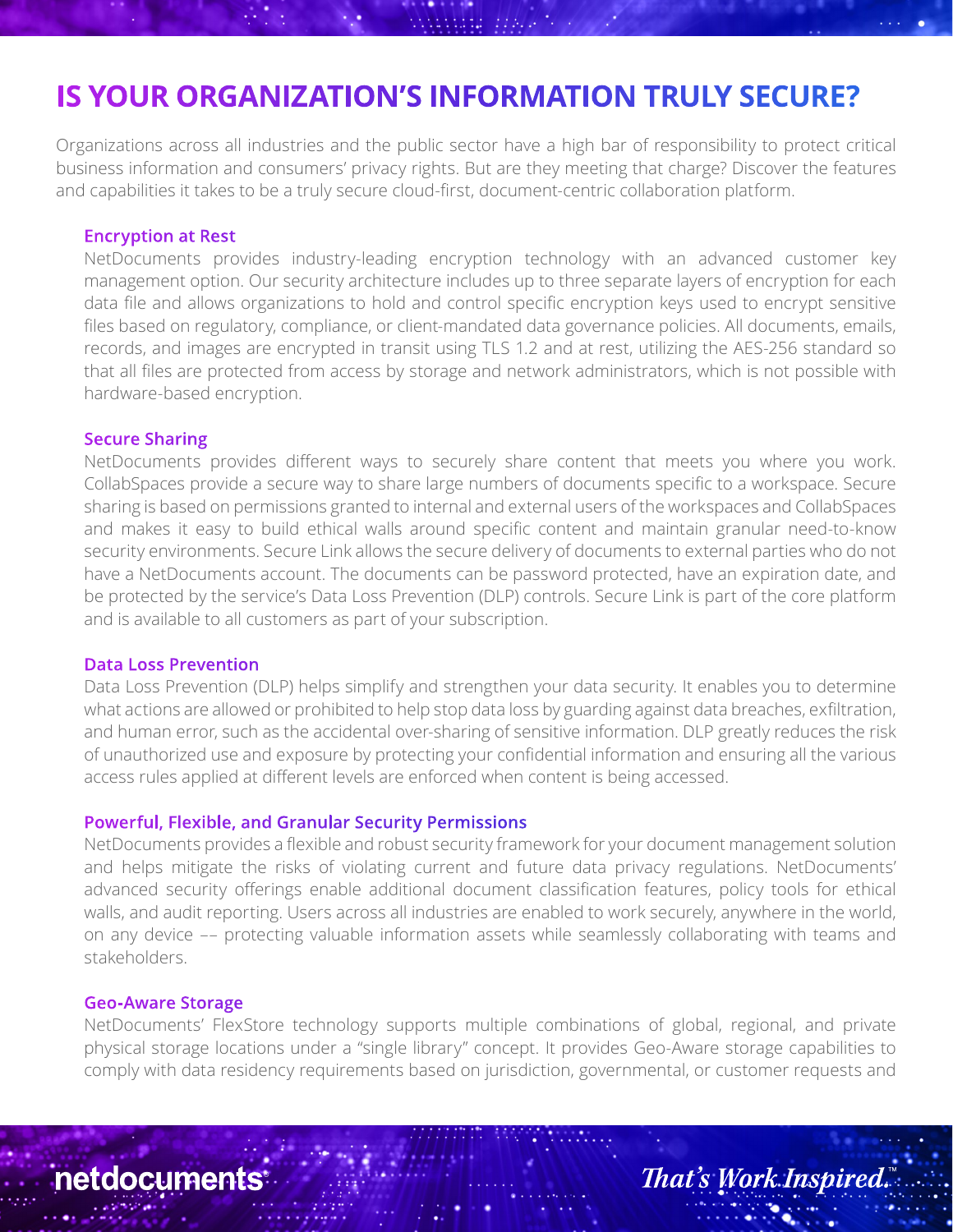# IS YOUR ORGANIZATION'S INFORMATION TRULY SECURE?

Organizations across all industries and the public sector have a high bar of responsibility to protect critical business information and consumers' privacy rights. But are they meeting that charge? Discover the features and capabilities it takes to be a truly secure cloud-first, document-centric collaboration platform.

### Encryption at Rest

NetDocuments provides industry-leading encryption technology with an advanced customer key management option. Our security architecture includes up to three separate layers of encryption for each data file and allows organizations to hold and control specific encryption keys used to encrypt sensitive files based on regulatory, compliance, or client-mandated data governance policies. All documents, emails, records, and images are encrypted in transit using TLS 1.2 and at rest, utilizing the AES-256 standard so that all files are protected from access by storage and network administrators, which is not possible with hardware-based encryption.

### Secure Sharing

NetDocuments provides different ways to securely share content that meets you where you work. CollabSpaces provide a secure way to share large numbers of documents specific to a workspace. Secure sharing is based on permissions granted to internal and external users of the workspaces and CollabSpaces and makes it easy to build ethical walls around specific content and maintain granular need-to-know security environments. Secure Link allows the secure delivery of documents to external parties who do not have a NetDocuments account. The documents can be password protected, have an expiration date, and be protected by the service's Data Loss Prevention (DLP) controls. Secure Link is part of the core platform and is available to all customers as part of your subscription.

### Data Loss Prevention

Data Loss Prevention (DLP) helps simplify and strengthen your data security. It enables you to determine what actions are allowed or prohibited to help stop data loss by guarding against data breaches, exfiltration, and human error, such as the accidental over-sharing of sensitive information. DLP greatly reduces the risk of unauthorized use and exposure by protecting your confidential information and ensuring all the various access rules applied at different levels are enforced when content is being accessed.

### Powerful, Flexible, and Granular Security Permissions

NetDocuments provides a flexible and robust security framework for your document management solution and helps mitigate the risks of violating current and future data privacy regulations. NetDocuments' advanced security offerings enable additional document classification features, policy tools for ethical walls, and audit reporting. Users across all industries are enabled to work securely, anywhere in the world, on any device –– protecting valuable information assets while seamlessly collaborating with teams and stakeholders.

### Geo-Aware Storage

NetDocuments' FlexStore technology supports multiple combinations of global, regional, and private physical storage locations under a "single library" concept. It provides Geo-Aware storage capabilities to comply with data residency requirements based on jurisdiction, governmental, or customer requests and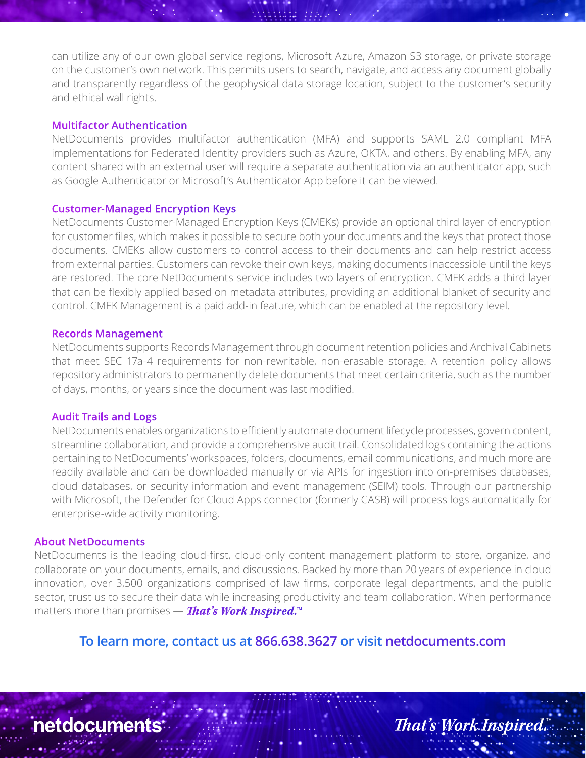can utilize any of our own global service regions, Microsoft Azure, Amazon S3 storage, or private storage on the customer's own network. This permits users to search, navigate, and access any document globally and transparently regardless of the geophysical data storage location, subject to the customer's security and ethical wall rights.

### Multifactor Authentication

NetDocuments provides multifactor authentication (MFA) and supports SAML 2.0 compliant MFA implementations for Federated Identity providers such as Azure, OKTA, and others. By enabling MFA, any content shared with an external user will require a separate authentication via an authenticator app, such as Google Authenticator or Microsoft's Authenticator App before it can be viewed.

### Customer-Managed Encryption Keys

NetDocuments Customer-Managed Encryption Keys (CMEKs) provide an optional third layer of encryption for customer files, which makes it possible to secure both your documents and the keys that protect those documents. CMEKs allow customers to control access to their documents and can help restrict access from external parties. Customers can revoke their own keys, making documents inaccessible until the keys are restored. The core NetDocuments service includes two layers of encryption. CMEK adds a third layer that can be flexibly applied based on metadata attributes, providing an additional blanket of security and control. CMEK Management is a paid add-in feature, which can be enabled at the repository level.

### Records Management

NetDocuments supports Records Management through document retention policies and Archival Cabinets that meet SEC 17a-4 requirements for non-rewritable, non-erasable storage. A retention policy allows repository administrators to permanently delete documents that meet certain criteria, such as the number of days, months, or years since the document was last modified.

### Audit Trails and Logs

NetDocuments enables organizations to efficiently automate document lifecycle processes, govern content, streamline collaboration, and provide a comprehensive audit trail. Consolidated logs containing the actions pertaining to NetDocuments' workspaces, folders, documents, email communications, and much more are readily available and can be downloaded manually or via APIs for ingestion into on-premises databases, cloud databases, or security information and event management (SEIM) tools. Through our partnership with Microsoft, the Defender for Cloud Apps connector (formerly CASB) will process logs automatically for enterprise-wide activity monitoring.

## About NetDocuments

NetDocuments is the leading cloud-first, cloud-only content management platform to store, organize, and collaborate on your documents, emails, and discussions. Backed by more than 20 years of experience in cloud innovation, over 3,500 organizations comprised of law firms, corporate legal departments, and the public sector, trust us to secure their data while increasing productivity and team collaboration. When performance matters more than promises — ***That's Work Inspired.***™

**To learn more, contact us at 866.638.3627 or visit netdocuments.com**

netdocuments®

*That's Work Inspired.*™